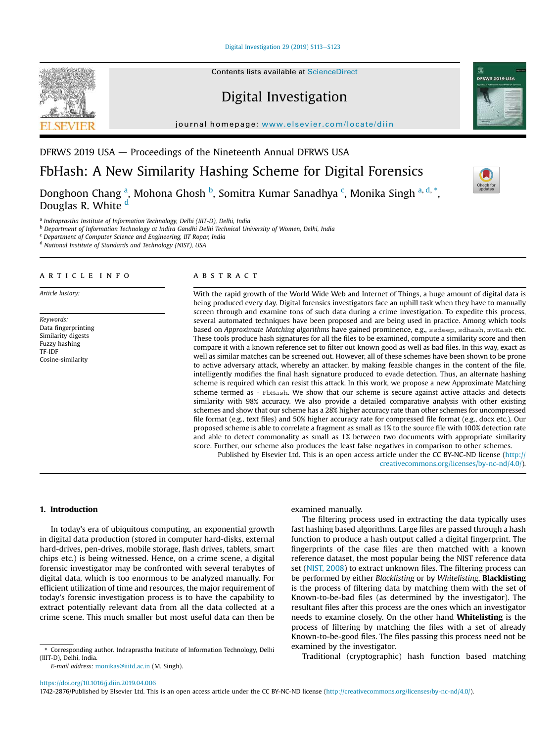DFRWS 2019 USA — Proceedings of the Nineteenth Annual DFRWS USA

# FbHash: A New Similarity Hashing Scheme for Digital Forensics

Donghoon Chang [a], Mohona Ghosh [b], Somitra Kumar Sanadhya [c], Monika Singh [a, d, *], Douglas R. White [d]

[a] Indraprastha Institute of Information Technology, Delhi (IIIT-D), Delhi, India
[b] Department of Information Technology at Indira Gandhi Delhi Technical University of Women, Delhi, India
[c] Department of Computer Science and Engineering, IIT Ropar, India
[d] National Institute of Standards and Technology (NIST), USA

## ARTICLE INFO

*Article history:*

*Keywords:*
Data fingerprinting
Similarity digests
Fuzzy hashing
TF-IDF
Cosine-similarity

## ABSTRACT

With the rapid growth of the World Wide Web and Internet of Things, a huge amount of digital data is being produced every day. Digital forensics investigators face an uphill task when they have to manually screen through and examine tons of such data during a crime investigation. To expedite this process, several automated techniques have been proposed and are being used in practice. Among which tools based on *Approximate Matching algorithms* have gained prominence, e.g., `ssdeep`, `sdhash`, `mvHash` etc. These tools produce hash signatures for all the files to be examined, compute a similarity score and then compare it with a known reference set to filter out known good as well as bad files. In this way, exact as well as similar matches can be screened out. However, all of these schemes have been shown to be prone to active adversary attack, whereby an attacker, by making feasible changes in the content of the file, intelligently modifies the final hash signature produced to evade detection. Thus, an alternate hashing scheme is required which can resist this attack. In this work, we propose a new Approximate Matching scheme termed as - `FbHash`. We show that our scheme is secure against active attacks and detects similarity with 98% accuracy. We also provide a detailed comparative analysis with other existing schemes and show that our scheme has a 28% higher accuracy rate than other schemes for uncompressed file format (e.g., text files) and 50% higher accuracy rate for compressed file format (e.g., docx etc.). Our proposed scheme is able to correlate a fragment as small as 1% to the source file with 100% detection rate and able to detect commonality as small as 1% between two documents with appropriate similarity score. Further, our scheme also produces the least false negatives in comparison to other schemes.

Published by Elsevier Ltd. This is an open access article under the CC BY-NC-ND license (http://creativecommons.org/licenses/by-nc-nd/4.0/).

## 1. Introduction

In today's era of ubiquitous computing, an exponential growth in digital data production (stored in computer hard-disks, external hard-drives, pen-drives, mobile storage, flash drives, tablets, smart chips etc.) is being witnessed. Hence, on a crime scene, a digital forensic investigator may be confronted with several terabytes of digital data, which is too enormous to be analyzed manually. For efficient utilization of time and resources, the major requirement of today's forensic investigation process is to have the capability to extract potentially relevant data from all the data collected at a crime scene. This much smaller but most useful data can then be examined manually.

The filtering process used in extracting the data typically uses fast hashing based algorithms. Large files are passed through a hash function to produce a hash output called a digital fingerprint. The fingerprints of the case files are then matched with a known reference dataset, the most popular being the NIST reference data set (NIST, 2008) to extract unknown files. The filtering process can be performed by either *Blacklisting* or by *Whitelisting*. **Blacklisting** is the process of filtering data by matching them with the set of Known-to-be-bad files (as determined by the investigator). The resultant files after this process are the ones which an investigator needs to examine closely. On the other hand **Whitelisting** is the process of filtering by matching the files with a set of already Known-to-be-good files. The files passing this process need not be examined by the investigator.

Traditional (cryptographic) hash function based matching

\* Corresponding author. Indraprastha Institute of Information Technology, Delhi (IIIT-D), Delhi, India.
*E-mail address:* monikas@iiitd.ac.in (M. Singh).

https://doi.org/10.1016/j.diin.2019.04.006
1742-2876/Published by Elsevier Ltd. This is an open access article under the CC BY-NC-ND license (http://creativecommons.org/licenses/by-nc-nd/4.0/).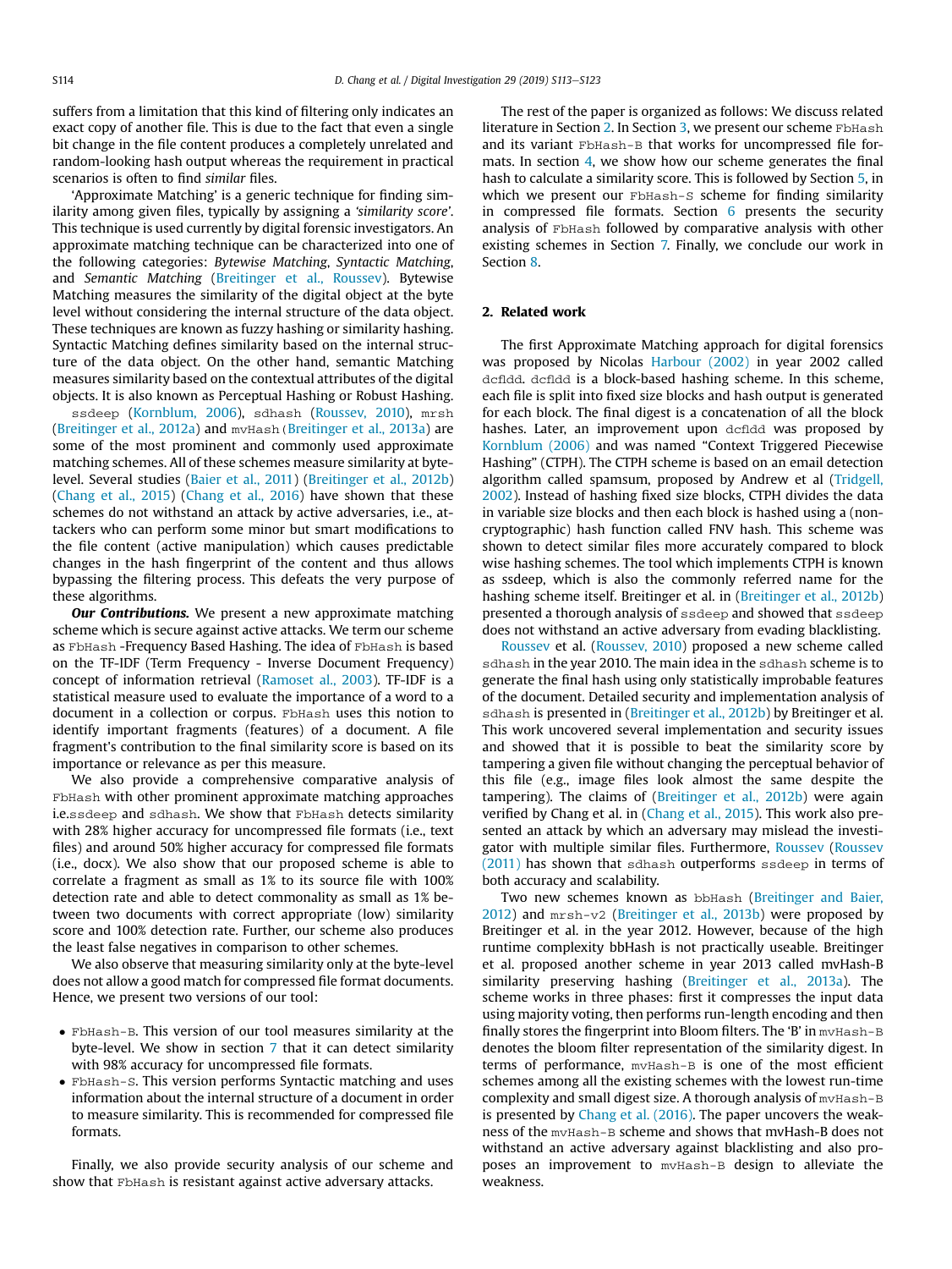suffers from a limitation that this kind of filtering only indicates an exact copy of another file. This is due to the fact that even a single bit change in the file content produces a completely unrelated and random-looking hash output whereas the requirement in practical scenarios is often to find *similar* files.

'Approximate Matching' is a generic technique for finding similarity among given files, typically by assigning a *'similarity score'*. This technique is used currently by digital forensic investigators. An approximate matching technique can be characterized into one of the following categories: *Bytewise Matching*, *Syntactic Matching*, and *Semantic Matching* (Breitinger et al., Roussev). Bytewise Matching measures the similarity of the digital object at the byte level without considering the internal structure of the data object. These techniques are known as fuzzy hashing or similarity hashing. Syntactic Matching defines similarity based on the internal structure of the data object. On the other hand, semantic Matching measures similarity based on the contextual attributes of the digital objects. It is also known as Perceptual Hashing or Robust Hashing.

ssdeep (Kornblum, 2006), sdhash (Roussev, 2010), mrsh (Breitinger et al., 2012a) and mvHash (Breitinger et al., 2013a) are some of the most prominent and commonly used approximate matching schemes. All of these schemes measure similarity at byte-level. Several studies (Baier et al., 2011) (Breitinger et al., 2012b) (Chang et al., 2015) (Chang et al., 2016) have shown that these schemes do not withstand an attack by active adversaries, i.e., attackers who can perform some minor but smart modifications to the file content (active manipulation) which causes predictable changes in the hash fingerprint of the content and thus allows bypassing the filtering process. This defeats the very purpose of these algorithms.

***Our Contributions.*** We present a new approximate matching scheme which is secure against active attacks. We term our scheme as FbHash -Frequency Based Hashing. The idea of FbHash is based on the TF-IDF (Term Frequency - Inverse Document Frequency) concept of information retrieval (Ramoset al., 2003). TF-IDF is a statistical measure used to evaluate the importance of a word to a document in a collection or corpus. FbHash uses this notion to identify important fragments (features) of a document. A file fragment's contribution to the final similarity score is based on its importance or relevance as per this measure.

We also provide a comprehensive comparative analysis of FbHash with other prominent approximate matching approaches i.e.ssdeep and sdhash. We show that FbHash detects similarity with 28% higher accuracy for uncompressed file formats (i.e., text files) and around 50% higher accuracy for compressed file formats (i.e., docx). We also show that our proposed scheme is able to correlate a fragment as small as 1% to its source file with 100% detection rate and able to detect commonality as small as 1% between two documents with correct appropriate (low) similarity score and 100% detection rate. Further, our scheme also produces the least false negatives in comparison to other schemes.

We also observe that measuring similarity only at the byte-level does not allow a good match for compressed file format documents. Hence, we present two versions of our tool:

- FbHash-B. This version of our tool measures similarity at the byte-level. We show in section 7 that it can detect similarity with 98% accuracy for uncompressed file formats.
- FbHash-S. This version performs Syntactic matching and uses information about the internal structure of a document in order to measure similarity. This is recommended for compressed file formats.

Finally, we also provide security analysis of our scheme and show that FbHash is resistant against active adversary attacks.

The rest of the paper is organized as follows: We discuss related literature in Section 2. In Section 3, we present our scheme FbHash and its variant FbHash-B that works for uncompressed file formats. In section 4, we show how our scheme generates the final hash to calculate a similarity score. This is followed by Section 5, in which we present our FbHash-S scheme for finding similarity in compressed file formats. Section 6 presents the security analysis of FbHash followed by comparative analysis with other existing schemes in Section 7. Finally, we conclude our work in Section 8.

## 2. Related work

The first Approximate Matching approach for digital forensics was proposed by Nicolas Harbour (2002) in year 2002 called dcfldd. dcfldd is a block-based hashing scheme. In this scheme, each file is split into fixed size blocks and hash output is generated for each block. The final digest is a concatenation of all the block hashes. Later, an improvement upon dcfldd was proposed by Kornblum (2006) and was named "Context Triggered Piecewise Hashing" (CTPH). The CTPH scheme is based on an email detection algorithm called spamsum, proposed by Andrew et al (Tridgell, 2002). Instead of hashing fixed size blocks, CTPH divides the data in variable size blocks and then each block is hashed using a (non-cryptographic) hash function called FNV hash. This scheme was shown to detect similar files more accurately compared to block wise hashing schemes. The tool which implements CTPH is known as ssdeep, which is also the commonly referred name for the hashing scheme itself. Breitinger et al. in (Breitinger et al., 2012b) presented a thorough analysis of ssdeep and showed that ssdeep does not withstand an active adversary from evading blacklisting.

Roussev et al. (Roussev, 2010) proposed a new scheme called sdhash in the year 2010. The main idea in the sdhash scheme is to generate the final hash using only statistically improbable features of the document. Detailed security and implementation analysis of sdhash is presented in (Breitinger et al., 2012b) by Breitinger et al. This work uncovered several implementation and security issues and showed that it is possible to beat the similarity score by tampering a given file without changing the perceptual behavior of this file (e.g., image files look almost the same despite the tampering). The claims of (Breitinger et al., 2012b) were again verified by Chang et al. in (Chang et al., 2015). This work also presented an attack by which an adversary may mislead the investigator with multiple similar files. Furthermore, Roussev (Roussev (2011) has shown that sdhash outperforms ssdeep in terms of both accuracy and scalability.

Two new schemes known as bbHash (Breitinger and Baier, 2012) and mrsh-v2 (Breitinger et al., 2013b) were proposed by Breitinger et al. in the year 2012. However, because of the high runtime complexity bbHash is not practically useable. Breitinger et al. proposed another scheme in year 2013 called mvHash-B similarity preserving hashing (Breitinger et al., 2013a). The scheme works in three phases: first it compresses the input data using majority voting, then performs run-length encoding and then finally stores the fingerprint into Bloom filters. The 'B' in mvHash-B denotes the bloom filter representation of the similarity digest. In terms of performance, mvHash-B is one of the most efficient schemes among all the existing schemes with the lowest run-time complexity and small digest size. A thorough analysis of mvHash-B is presented by Chang et al. (2016). The paper uncovers the weakness of the mvHash-B scheme and shows that mvHash-B does not withstand an active adversary against blacklisting and also proposes an improvement to mvHash-B design to alleviate the weakness.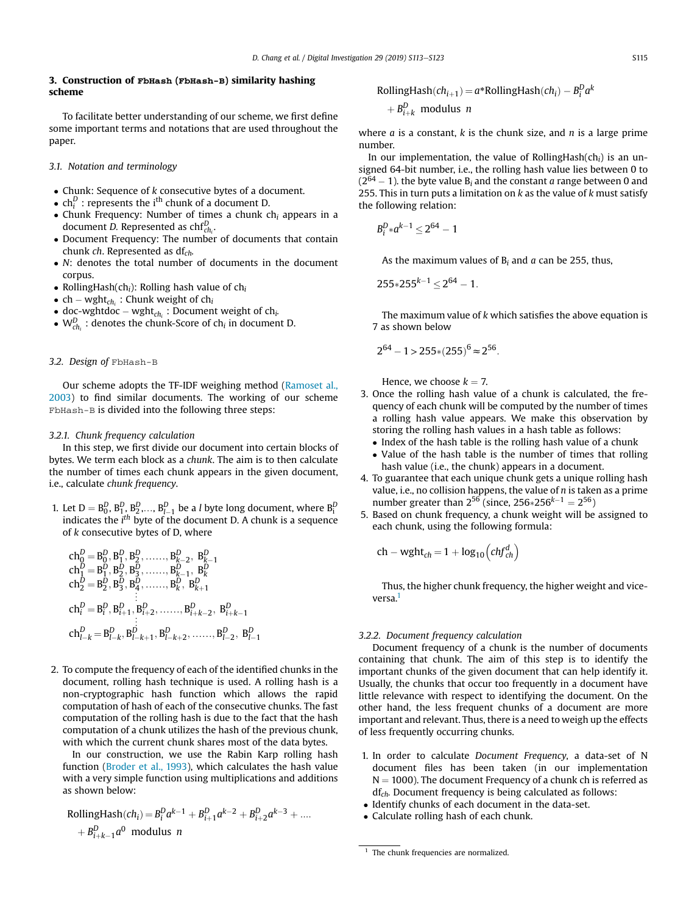## 3. Construction of `FbHash` (`FbHash-B`) similarity hashing scheme

To facilitate better understanding of our scheme, we first define some important terms and notations that are used throughout the paper.

### 3.1. Notation and terminology

- Chunk: Sequence of $k$ consecutive bytes of a document.
- $ch_i^D$ : represents the i[th] chunk of a document D.
- Chunk Frequency: Number of times a chunk $ch_i$ appears in a document *D*. Represented as $chf_{ch_i}^D$.
- Document Frequency: The number of documents that contain chunk *ch*. Represented as $df_{ch}$.
- *N*: denotes the total number of documents in the document corpus.
- RollingHash($ch_i$): Rolling hash value of $ch_i$
- $ch-wght_{ch_i}$ : Chunk weight of $ch_i$
- $doc\text{-}wghtdoc-wght_{ch_i}$ : Document weight of $ch_i$.
- $W_{ch_i}^D$ : denotes the chunk-Score of $ch_i$ in document D.

### 3.2. Design of `FbHash-B`

Our scheme adopts the TF-IDF weighing method (Ramoset al., 2003) to find similar documents. The working of our scheme `FbHash-B` is divided into the following three steps:

#### 3.2.1. Chunk frequency calculation

In this step, we first divide our document into certain blocks of bytes. We term each block as a *chunk*. The aim is to then calculate the number of times each chunk appears in the given document, i.e., calculate *chunk frequency*.

1. Let $D = B_0^D, B_1^D, B_2^D, \ldots, B_{l-1}^D$ be a $l$ byte long document, where $B_i^D$ indicates the $i^{th}$ byte of the document D. A chunk is a sequence of $k$ consecutive bytes of D, where

$$
\begin{aligned}
ch_0^D &= B_0^D, B_1^D, B_2^D, \ldots\ldots, B_{k-2}^D, B_{k-1}^D \\
ch_1^D &= B_1^D, B_2^D, B_3^D, \ldots\ldots, B_{k-1}^D, B_k^D \\
ch_2^D &= B_2^D, B_3^D, B_4^D, \ldots\ldots, B_k^D, B_{k+1}^D \\
&\vdots \\
ch_i^D &= B_i^D, B_{i+1}^D, B_{i+2}^D, \ldots\ldots, B_{i+k-2}^D, B_{i+k-1}^D \\
&\vdots \\
ch_{l-k}^D &= B_{l-k}^D, B_{l-k+1}^D, B_{l-k+2}^D, \ldots\ldots, B_{l-2}^D, B_{l-1}^D
\end{aligned}
$$

2. To compute the frequency of each of the identified chunks in the document, rolling hash technique is used. A rolling hash is a non-cryptographic hash function which allows the rapid computation of hash of each of the consecutive chunks. The fast computation of the rolling hash is due to the fact that the hash computation of a chunk utilizes the hash of the previous chunk, with which the current chunk shares most of the data bytes.

   In our construction, we use the Rabin Karp rolling hash function (Broder et al., 1993), which calculates the hash value with a very simple function using multiplications and additions as shown below:

$$
\text{RollingHash}(ch_i) = B_i^D a^{k-1} + B_{i+1}^D a^{k-2} + B_{i+2}^D a^{k-3} + \ldots + B_{i+k-1}^D a^0 \ \text{ modulus } \ n
$$

$$
\text{RollingHash}(ch_{i+1}) = a * \text{RollingHash}(ch_i) - B_i^D a^k + B_{i+k}^D \ \text{ modulus } \ n
$$

   where $a$ is a constant, $k$ is the chunk size, and $n$ is a large prime number.

   In our implementation, the value of RollingHash($ch_i$) is an unsigned 64-bit number, i.e., the rolling hash value lies between 0 to $(2^{64}-1)$. the byte value $B_i$ and the constant $a$ range between 0 and 255. This in turn puts a limitation on $k$ as the value of $k$ must satisfy the following relation:

$$
B_i^D * a^{k-1} \le 2^{64} - 1
$$

   As the maximum values of $B_i$ and $a$ can be 255, thus,

$$
255 * 255^{k-1} \le 2^{64} - 1.
$$

   The maximum value of $k$ which satisfies the above equation is 7 as shown below

$$
2^{64} - 1 > 255 * (255)^6 \approx 2^{56}.
$$

   Hence, we choose $k = 7$.

3. Once the rolling hash value of a chunk is calculated, the frequency of each chunk will be computed by the number of times a rolling hash value appears. We make this observation by storing the rolling hash values in a hash table as follows:
   - Index of the hash table is the rolling hash value of a chunk
   - Value of the hash table is the number of times that rolling hash value (i.e., the chunk) appears in a document.
4. To guarantee that each unique chunk gets a unique rolling hash value, i.e., no collision happens, the value of $n$ is taken as a prime number greater than $2^{56}$ (since, $256 * 256^{k-1} = 2^{56}$)
5. Based on chunk frequency, a chunk weight will be assigned to each chunk, using the following formula:

$$
ch - wght_{ch} = 1 + \log_{10}\left(chf_{ch}^d\right)
$$

   Thus, the higher chunk frequency, the higher weight and vice-versa.[1]

#### 3.2.2. Document frequency calculation

Document frequency of a chunk is the number of documents containing that chunk. The aim of this step is to identify the important chunks of the given document that can help identify it. Usually, the chunks that occur too frequently in a document have little relevance with respect to identifying the document. On the other hand, the less frequent chunks of a document are more important and relevant. Thus, there is a need to weigh up the effects of less frequently occurring chunks.

1. In order to calculate *Document Frequency*, a data-set of N document files has been taken (in our implementation $N = 1000$). The document Frequency of a chunk ch is referred as $df_{ch}$. Document frequency is being calculated as follows:
   - Identify chunks of each document in the data-set.
   - Calculate rolling hash of each chunk.

[1] The chunk frequencies are normalized.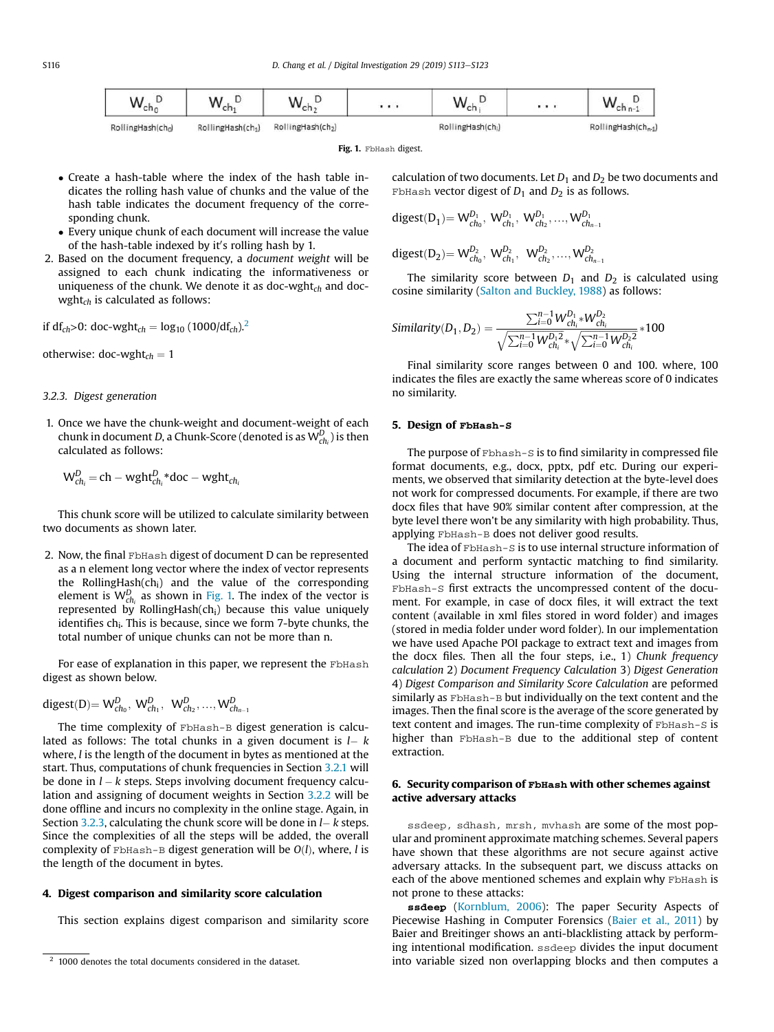| $W_{ch_0}^D$ | $W_{ch_1}^D$ | $W_{ch_2}^D$ | ... | $W_{ch_i}^D$ | ... | $W_{ch_{n-1}}^D$ |
|---|---|---|---|---|---|---|
| RollingHash(ch$_0$) | RollingHash(ch$_1$) | RollingHash(ch$_2$) | | RollingHash(ch$_i$) | | RollingHash(ch$_{n-1}$) |

**Fig. 1.** FbHash digest.

- Create a hash-table where the index of the hash table indicates the rolling hash value of chunks and the value of the hash table indicates the document frequency of the corresponding chunk.
- Every unique chunk of each document will increase the value of the hash-table indexed by it's rolling hash by 1.

2. Based on the document frequency, a *document weight* will be assigned to each chunk indicating the informativeness or uniqueness of the chunk. We denote it as doc-wght$_{ch}$ and doc-wght$_{ch}$ is calculated as follows:

if $df_{ch}>0$: doc-wght$_{ch}$ = $\log_{10}(1000/df_{ch})$.[2]

otherwise: doc-wght$_{ch}$ = 1

### 3.2.3. Digest generation

1. Once we have the chunk-weight and document-weight of each chunk in document $D$, a Chunk-Score (denoted is as $W_{ch_i}^D$) is then calculated as follows:

$$W_{ch_i}^D = \text{ch} - \text{wght}_{ch_i}^D * \text{doc} - \text{wght}_{ch_i}$$

This chunk score will be utilized to calculate similarity between two documents as shown later.

2. Now, the final FbHash digest of document D can be represented as a n element long vector where the index of vector represents the RollingHash(ch$_i$) and the value of the corresponding element is $W_{ch_i}^D$ as shown in Fig. 1. The index of the vector is represented by RollingHash(ch$_i$) because this value uniquely identifies ch$_i$. This is because, since we form 7-byte chunks, the total number of unique chunks can not be more than n.

For ease of explanation in this paper, we represent the FbHash digest as shown below.

$$\text{digest}(D) = W_{ch_0}^D,\ W_{ch_1}^D,\ W_{ch_2}^D, \ldots, W_{ch_{n-1}}^D$$

The time complexity of FbHash-B digest generation is calculated as follows: The total chunks in a given document is $l-k$ where, $l$ is the length of the document in bytes as mentioned at the start. Thus, computations of chunk frequencies in Section 3.2.1 will be done in $l-k$ steps. Steps involving document frequency calculation and assigning of document weights in Section 3.2.2 will be done offline and incurs no complexity in the online stage. Again, in Section 3.2.3, calculating the chunk score will be done in $l-k$ steps. Since the complexities of all the steps will be added, the overall complexity of FbHash-B digest generation will be $O(l)$, where, $l$ is the length of the document in bytes.

## 4. Digest comparison and similarity score calculation

This section explains digest comparison and similarity score calculation of two documents. Let $D_1$ and $D_2$ be two documents and FbHash vector digest of $D_1$ and $D_2$ is as follows.

$$\text{digest}(D_1) = W_{ch_0}^{D_1},\ W_{ch_1}^{D_1},\ W_{ch_2}^{D_1}, \ldots, W_{ch_{n-1}}^{D_1}$$

$$\text{digest}(D_2) = W_{ch_0}^{D_2},\ W_{ch_1}^{D_2},\ W_{ch_2}^{D_2}, \ldots, W_{ch_{n-1}}^{D_2}$$

The similarity score between $D_1$ and $D_2$ is calculated using cosine similarity (Salton and Buckley, 1988) as follows:

$$Similarity(D_1, D_2) = \frac{\sum_{i=0}^{n-1} W_{ch_i}^{D_1} * W_{ch_i}^{D_2}}{\sqrt{\sum_{i=0}^{n-1} {W_{ch_i}^{D_1}}^2} * \sqrt{\sum_{i=0}^{n-1} {W_{ch_i}^{D_2}}^2}} * 100$$

Final similarity score ranges between 0 and 100. where, 100 indicates the files are exactly the same whereas score of 0 indicates no similarity.

## 5. Design of FbHash-S

The purpose of Fbhash-S is to find similarity in compressed file format documents, e.g., docx, pptx, pdf etc. During our experiments, we observed that similarity detection at the byte-level does not work for compressed documents. For example, if there are two docx files that have 90% similar content after compression, at the byte level there won't be any similarity with high probability. Thus, applying FbHash-B does not deliver good results.

The idea of FbHash-S is to use internal structure information of a document and perform syntactic matching to find similarity. Using the internal structure information of the document, FbHash-S first extracts the uncompressed content of the document. For example, in case of docx files, it will extract the text content (available in xml files stored in word folder) and images (stored in media folder under word folder). In our implementation we have used Apache POI package to extract text and images from the docx files. Then all the four steps, i.e., 1) *Chunk frequency calculation* 2) *Document Frequency Calculation* 3) *Digest Generation* 4) *Digest Comparison and Similarity Score Calculation* are peformed similarly as FbHash-B but individually on the text content and the images. Then the final score is the average of the score generated by text content and images. The run-time complexity of FbHash-S is higher than FbHash-B due to the additional step of content extraction.

## 6. Security comparison of FbHash with other schemes against active adversary attacks

ssdeep, sdhash, mrsh, mvhash are some of the most popular and prominent approximate matching schemes. Several papers have shown that these algorithms are not secure against active adversary attacks. In the subsequent part, we discuss attacks on each of the above mentioned schemes and explain why FbHash is not prone to these attacks:

**ssdeep** (Kornblum, 2006): The paper Security Aspects of Piecewise Hashing in Computer Forensics (Baier et al., 2011) by Baier and Breitinger shows an anti-blacklisting attack by performing intentional modification. ssdeep divides the input document into variable sized non overlapping blocks and then computes a

[2] 1000 denotes the total documents considered in the dataset.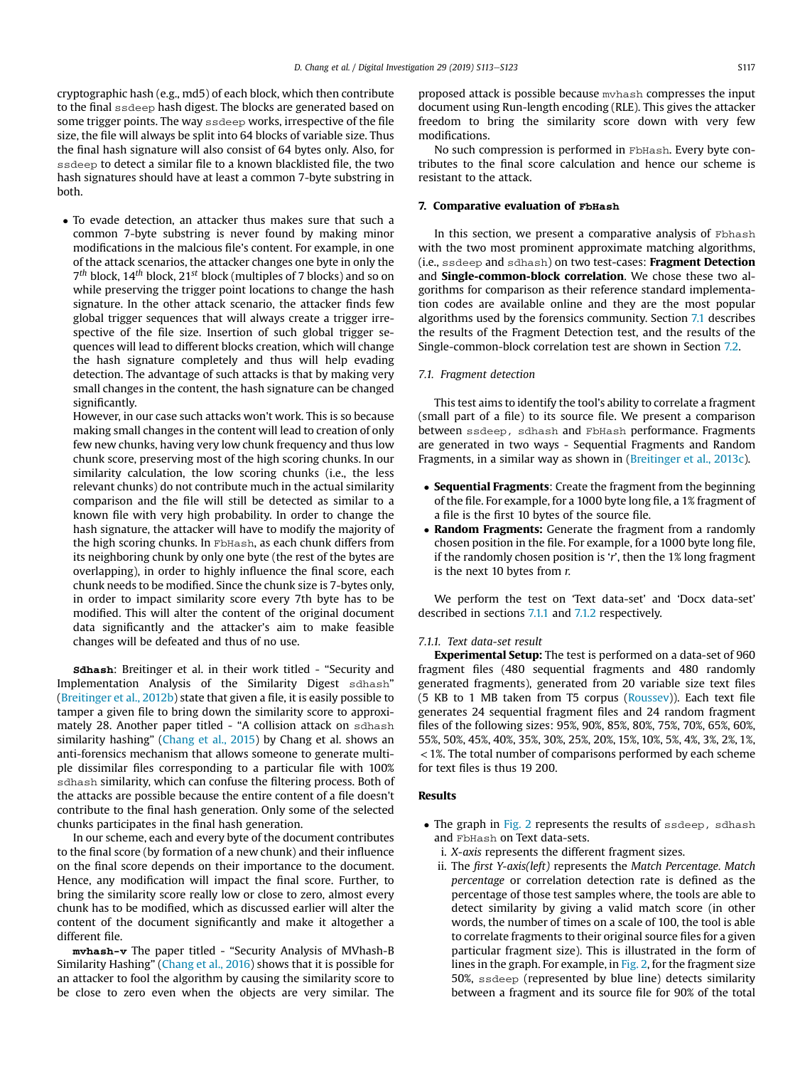cryptographic hash (e.g., md5) of each block, which then contribute to the final ssdeep hash digest. The blocks are generated based on some trigger points. The way ssdeep works, irrespective of the file size, the file will always be split into 64 blocks of variable size. Thus the final hash signature will also consist of 64 bytes only. Also, for ssdeep to detect a similar file to a known blacklisted file, the two hash signatures should have at least a common 7-byte substring in both.

- To evade detection, an attacker thus makes sure that such a common 7-byte substring is never found by making minor modifications in the malcious file's content. For example, in one of the attack scenarios, the attacker changes one byte in only the $7^{th}$ block, $14^{th}$ block, $21^{st}$ block (multiples of 7 blocks) and so on while preserving the trigger point locations to change the hash signature. In the other attack scenario, the attacker finds few global trigger sequences that will always create a trigger irrespective of the file size. Insertion of such global trigger sequences will lead to different blocks creation, which will change the hash signature completely and thus will help evading detection. The advantage of such attacks is that by making very small changes in the content, the hash signature can be changed significantly.
  However, in our case such attacks won't work. This is so because making small changes in the content will lead to creation of only few new chunks, having very low chunk frequency and thus low chunk score, preserving most of the high scoring chunks. In our similarity calculation, the low scoring chunks (i.e., the less relevant chunks) do not contribute much in the actual similarity comparison and the file will still be detected as similar to a known file with very high probability. In order to change the hash signature, the attacker will have to modify the majority of the high scoring chunks. In FbHash, as each chunk differs from its neighboring chunk by only one byte (the rest of the bytes are overlapping), in order to highly influence the final score, each chunk needs to be modified. Since the chunk size is 7-bytes only, in order to impact similarity score every 7th byte has to be modified. This will alter the content of the original document data significantly and the attacker's aim to make feasible changes will be defeated and thus of no use.

**Sdhash**: Breitinger et al. in their work titled - "Security and Implementation Analysis of the Similarity Digest sdhash" (Breitinger et al., 2012b) state that given a file, it is easily possible to tamper a given file to bring down the similarity score to approximately 28. Another paper titled - "A collision attack on sdhash similarity hashing" (Chang et al., 2015) by Chang et al. shows an anti-forensics mechanism that allows someone to generate multiple dissimilar files corresponding to a particular file with 100% sdhash similarity, which can confuse the filtering process. Both of the attacks are possible because the entire content of a file doesn't contribute to the final hash generation. Only some of the selected chunks participates in the final hash generation.

In our scheme, each and every byte of the document contributes to the final score (by formation of a new chunk) and their influence on the final score depends on their importance to the document. Hence, any modification will impact the final score. Further, to bring the similarity score really low or close to zero, almost every chunk has to be modified, which as discussed earlier will alter the content of the document significantly and make it altogether a different file.

**mvhash-v** The paper titled - "Security Analysis of MVhash-B Similarity Hashing" (Chang et al., 2016) shows that it is possible for an attacker to fool the algorithm by causing the similarity score to be close to zero even when the objects are very similar. The proposed attack is possible because mvhash compresses the input document using Run-length encoding (RLE). This gives the attacker freedom to bring the similarity score down with very few modifications.

No such compression is performed in FbHash. Every byte contributes to the final score calculation and hence our scheme is resistant to the attack.

## 7. Comparative evaluation of FbHash

In this section, we present a comparative analysis of Fbhash with the two most prominent approximate matching algorithms, (i.e., ssdeep and sdhash) on two test-cases: **Fragment Detection** and **Single-common-block correlation**. We chose these two algorithms for comparison as their reference standard implementation codes are available online and they are the most popular algorithms used by the forensics community. Section 7.1 describes the results of the Fragment Detection test, and the results of the Single-common-block correlation test are shown in Section 7.2.

### 7.1. Fragment detection

This test aims to identify the tool's ability to correlate a fragment (small part of a file) to its source file. We present a comparison between ssdeep, sdhash and FbHash performance. Fragments are generated in two ways - Sequential Fragments and Random Fragments, in a similar way as shown in (Breitinger et al., 2013c).

- **Sequential Fragments**: Create the fragment from the beginning of the file. For example, for a 1000 byte long file, a 1% fragment of a file is the first 10 bytes of the source file.
- **Random Fragments:** Generate the fragment from a randomly chosen position in the file. For example, for a 1000 byte long file, if the randomly chosen position is '*r*', then the 1% long fragment is the next 10 bytes from *r*.

We perform the test on 'Text data-set' and 'Docx data-set' described in sections 7.1.1 and 7.1.2 respectively.

#### 7.1.1. Text data-set result

**Experimental Setup:** The test is performed on a data-set of 960 fragment files (480 sequential fragments and 480 randomly generated fragments), generated from 20 variable size text files (5 KB to 1 MB taken from T5 corpus (Roussev)). Each text file generates 24 sequential fragment files and 24 random fragment files of the following sizes: 95%, 90%, 85%, 80%, 75%, 70%, 65%, 60%, 55%, 50%, 45%, 40%, 35%, 30%, 25%, 20%, 15%, 10%, 5%, 4%, 3%, 2%, 1%, < 1%. The total number of comparisons performed by each scheme for text files is thus 19 200.

**Results**

- The graph in Fig. 2 represents the results of ssdeep, sdhash and FbHash on Text data-sets.
  - i. *X-axis* represents the different fragment sizes.
  - ii. The *first Y-axis(left)* represents the *Match Percentage*. *Match percentage* or correlation detection rate is defined as the percentage of those test samples where, the tools are able to detect similarity by giving a valid match score (in other words, the number of times on a scale of 100, the tool is able to correlate fragments to their original source files for a given particular fragment size). This is illustrated in the form of lines in the graph. For example, in Fig. 2, for the fragment size 50%, ssdeep (represented by blue line) detects similarity between a fragment and its source file for 90% of the total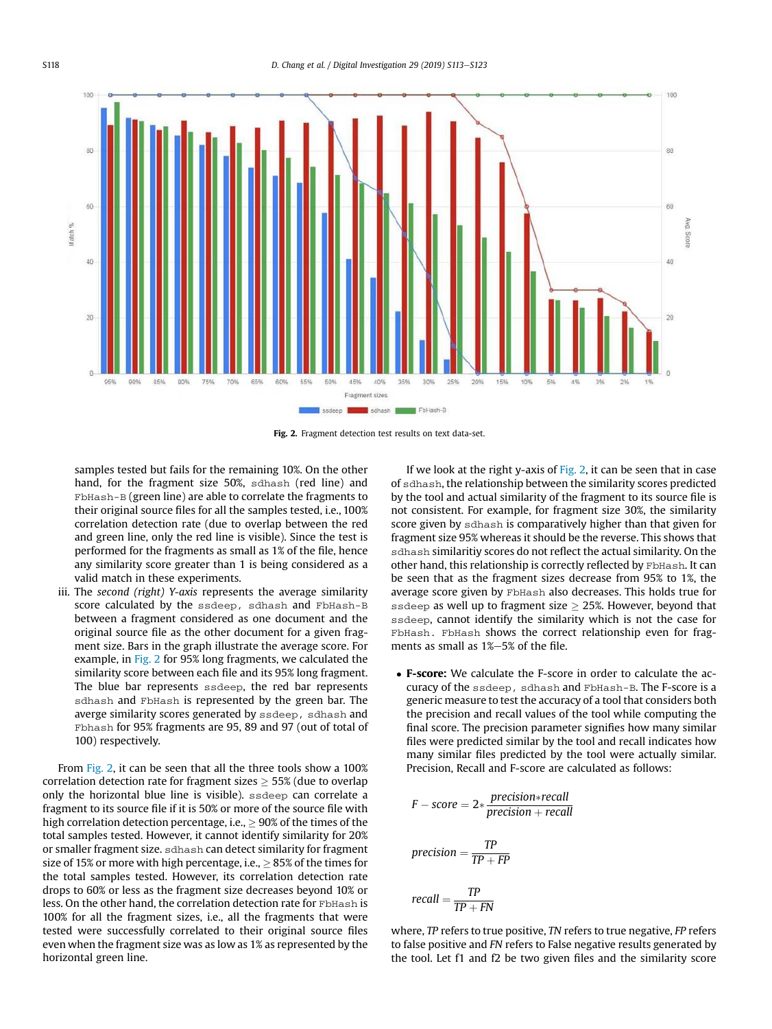Fig. 2. Fragment detection test results on text data-set.

samples tested but fails for the remaining 10%. On the other hand, for the fragment size 50%, sdhash (red line) and FbHash-B (green line) are able to correlate the fragments to their original source files for all the samples tested, i.e., 100% correlation detection rate (due to overlap between the red and green line, only the red line is visible). Since the test is performed for the fragments as small as 1% of the file, hence any similarity score greater than 1 is being considered as a valid match in these experiments.

iii. The *second (right) Y-axis* represents the average similarity score calculated by the ssdeep, sdhash and FbHash-B between a fragment considered as one document and the original source file as the other document for a given fragment size. Bars in the graph illustrate the average score. For example, in Fig. 2 for 95% long fragments, we calculated the similarity score between each file and its 95% long fragment. The blue bar represents ssdeep, the red bar represents sdhash and FbHash is represented by the green bar. The averge similarity scores generated by ssdeep, sdhash and Fbhash for 95% fragments are 95, 89 and 97 (out of total of 100) respectively.

From Fig. 2, it can be seen that all the three tools show a 100% correlation detection rate for fragment sizes $\geq$ 55% (due to overlap only the horizontal blue line is visible). ssdeep can correlate a fragment to its source file if it is 50% or more of the source file with high correlation detection percentage, i.e., $\geq$ 90% of the times of the total samples tested. However, it cannot identify similarity for 20% or smaller fragment size. sdhash can detect similarity for fragment size of 15% or more with high percentage, i.e., $\geq$ 85% of the times for the total samples tested. However, its correlation detection rate drops to 60% or less as the fragment size decreases below 10% or less. On the other hand, the correlation detection rate for FbHash is 100% for all the fragment sizes, i.e., all the fragments that were tested were successfully correlated to their original source files even when the fragment size was as low as 1% as represented by the horizontal green line.

If we look at the right y-axis of Fig. 2, it can be seen that in case of sdhash, the relationship between the similarity scores predicted by the tool and actual similarity of the fragment to its source file is not consistent. For example, for fragment size 30%, the similarity score given by sdhash is comparatively higher than that given for fragment size 95% whereas it should be the reverse. This shows that sdhash similaritiy scores do not reflect the actual similarity. On the other hand, this relationship is correctly reflected by FbHash. It can be seen that as the fragment sizes decrease from 95% to 1%, the average score given by FbHash also decreases. This holds true for ssdeep as well up to fragment size $\geq$ 25%. However, beyond that ssdeep, cannot identify the similarity which is not the case for FbHash. FbHash shows the correct relationship even for fragments as small as 1%–5% of the file.

- **F-score:** We calculate the F-score in order to calculate the accuracy of the ssdeep, sdhash and FbHash-B. The F-score is a generic measure to test the accuracy of a tool that considers both the precision and recall values of the tool while computing the final score. The precision parameter signifies how many similar files were predicted similar by the tool and recall indicates how many similar files predicted by the tool were actually similar. Precision, Recall and F-score are calculated as follows:

$$F-score = 2*\frac{precision*recall}{precision + recall}$$

$$precision = \frac{TP}{TP + FP}$$

$$recall = \frac{TP}{TP + FN}$$

where, *TP* refers to true positive, *TN* refers to true negative, *FP* refers to false positive and *FN* refers to False negative results generated by the tool. Let f1 and f2 be two given files and the similarity score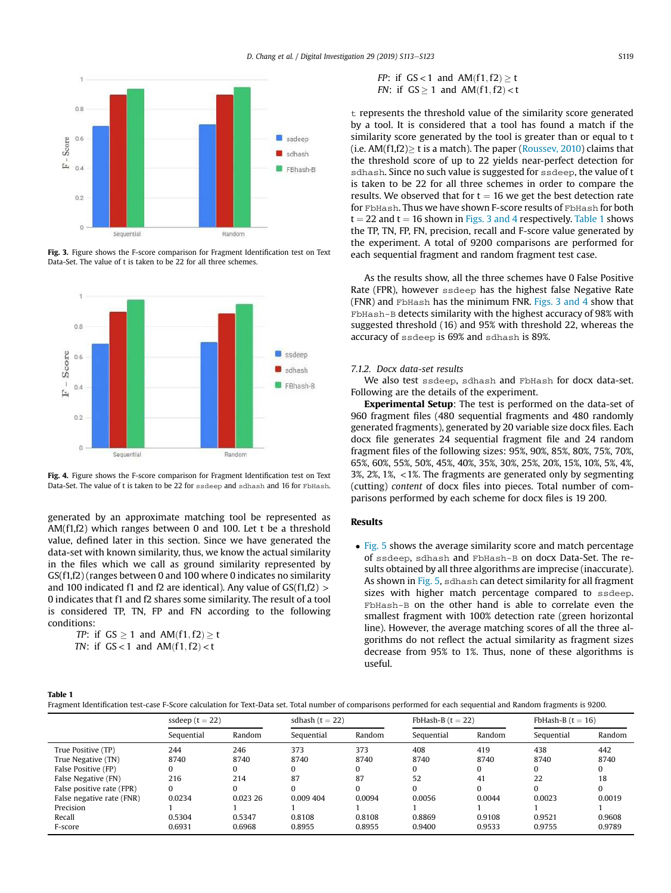Fig. 3. Figure shows the F-score comparison for Fragment Identification test on Text Data-Set. The value of t is taken to be 22 for all three schemes.

Fig. 4. Figure shows the F-score comparison for Fragment Identification test on Text Data-Set. The value of t is taken to be 22 for ssdeep and sdhash and 16 for FbHash.

generated by an approximate matching tool be represented as AM(f1,f2) which ranges between 0 and 100. Let t be a threshold value, defined later in this section. Since we have generated the data-set with known similarity, thus, we know the actual similarity in the files which we call as ground similarity represented by GS(f1,f2) (ranges between 0 and 100 where 0 indicates no similarity and 100 indicated f1 and f2 are identical). Any value of GS(f1,f2) > 0 indicates that f1 and f2 shares some similarity. The result of a tool is considered TP, TN, FP and FN according to the following conditions:

*TP*: if $GS \geq 1$ and $AM(f1, f2) \geq t$
*TN*: if $GS < 1$ and $AM(f1, f2) < t$
*FP*: if $GS < 1$ and $AM(f1, f2) \geq t$
*FN*: if $GS \geq 1$ and $AM(f1, f2) < t$

t represents the threshold value of the similarity score generated by a tool. It is considered that a tool has found a match if the similarity score generated is greater than or equal to t (i.e. AM(f1,f2)≥ t is a match). The paper (Roussev, 2010) claims that the threshold score of up to 22 yields near-perfect detection for sdhash. Since no such value is suggested for ssdeep, the value of t is taken to be 22 for all three schemes in order to compare the results. We observed that for t = 16 we get the best detection rate for FbHash. Thus we have shown F-score results of FbHash for both t = 22 and t = 16 shown in Figs. 3 and 4 respectively. Table 1 shows the TP, TN, FP, FN, precision, recall and F-score value generated by the experiment. A total of 9200 comparisons are performed for each sequential fragment and random fragment test case.

As the results show, all the three schemes have 0 False Positive Rate (FPR), however ssdeep has the highest false Negative Rate (FNR) and FbHash has the minimum FNR. Figs. 3 and 4 show that FbHash-B detects similarity with the highest accuracy of 98% with suggested threshold (16) and 95% with threshold 22, whereas the accuracy of ssdeep is 69% and sdhash is 89%.

#### 7.1.2. Docx data-set results

We also test ssdeep, sdhash and FbHash for docx data-set. Following are the details of the experiment.

**Experimental Setup**: The test is performed on the data-set of 960 fragment files (480 sequential fragments and 480 randomly generated fragments), generated by 20 variable size docx files. Each docx file generates 24 sequential fragment file and 24 random fragment files of the following sizes: 95%, 90%, 85%, 80%, 75%, 70%, 65%, 60%, 55%, 50%, 45%, 40%, 35%, 30%, 25%, 20%, 15%, 10%, 5%, 4%, 3%, 2%, 1%, <1%. The fragments are generated only by segmenting (cutting) *content* of docx files into pieces. Total number of comparisons performed by each scheme for docx files is 19 200.

### Results

- Fig. 5 shows the average similarity score and match percentage of ssdeep, sdhash and FbHash-B on docx Data-Set. The results obtained by all three algorithms are imprecise (inaccurate). As shown in Fig. 5, sdhash can detect similarity for all fragment sizes with higher match percentage compared to ssdeep. FbHash-B on the other hand is able to correlate even the smallest fragment with 100% detection rate (green horizontal line). However, the average matching scores of all the three algorithms do not reflect the actual similarity as fragment sizes decrease from 95% to 1%. Thus, none of these algorithms is useful.

**Table 1**
Fragment Identification test-case F-Score calculation for Text-Data set. Total number of comparisons performed for each sequential and Random fragments is 9200.

| | ssdeep (t = 22) | | sdhash (t = 22) | | FbHash-B (t = 22) | | FbHash-B (t = 16) | |
|---|---|---|---|---|---|---|---|---|
| | Sequential | Random | Sequential | Random | Sequential | Random | Sequential | Random |
| True Positive (TP) | 244 | 246 | 373 | 373 | 408 | 419 | 438 | 442 |
| True Negative (TN) | 8740 | 8740 | 8740 | 8740 | 8740 | 8740 | 8740 | 8740 |
| False Positive (FP) | 0 | 0 | 0 | 0 | 0 | 0 | 0 | 0 |
| False Negative (FN) | 216 | 214 | 87 | 87 | 52 | 41 | 22 | 18 |
| False positive rate (FPR) | 0 | 0 | 0 | 0 | 0 | 0 | 0 | 0 |
| False negative rate (FNR) | 0.0234 | 0.023 26 | 0.009 404 | 0.0094 | 0.0056 | 0.0044 | 0.0023 | 0.0019 |
| Precision | 1 | 1 | 1 | 1 | 1 | 1 | 1 | 1 |
| Recall | 0.5304 | 0.5347 | 0.8108 | 0.8108 | 0.8869 | 0.9108 | 0.9521 | 0.9608 |
| F-score | 0.6931 | 0.6968 | 0.8955 | 0.8955 | 0.9400 | 0.9533 | 0.9755 | 0.9789 |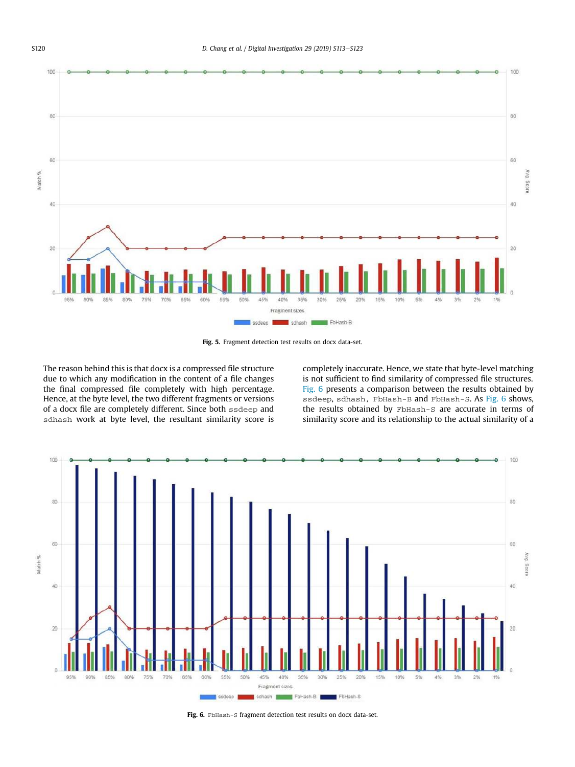Fig. 5. Fragment detection test results on docx data-set.

The reason behind this is that docx is a compressed file structure due to which any modification in the content of a file changes the final compressed file completely with high percentage. Hence, at the byte level, the two different fragments or versions of a docx file are completely different. Since both ssdeep and sdhash work at byte level, the resultant similarity score is completely inaccurate. Hence, we state that byte-level matching is not sufficient to find similarity of compressed file structures. Fig. 6 presents a comparison between the results obtained by ssdeep, sdhash, FbHash-B and FbHash-S. As Fig. 6 shows, the results obtained by FbHash-S are accurate in terms of similarity score and its relationship to the actual similarity of a

Fig. 6. FbHash-S fragment detection test results on docx data-set.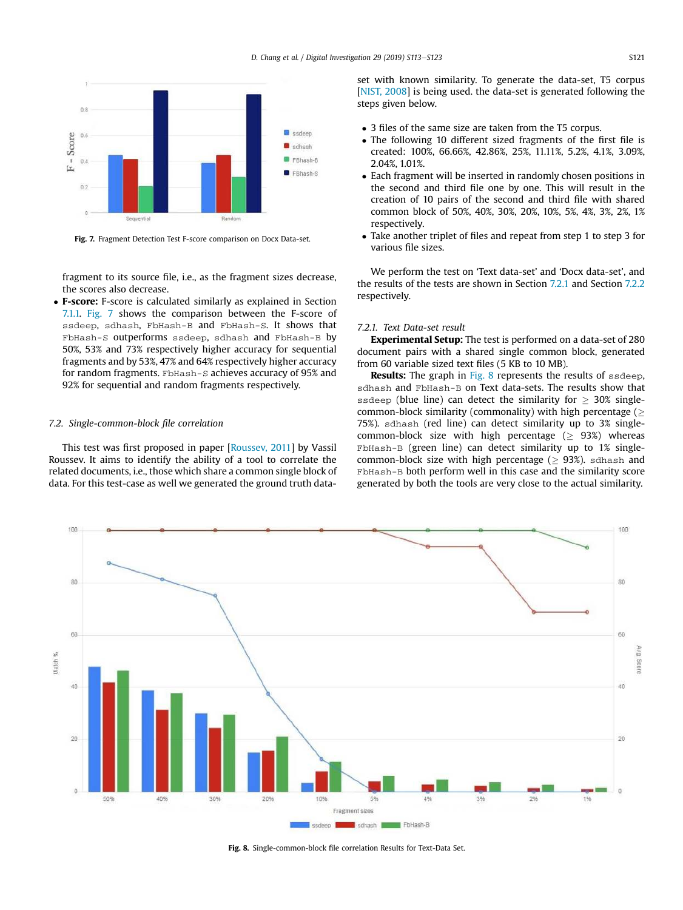Fig. 7. Fragment Detection Test F-score comparison on Docx Data-set.

fragment to its source file, i.e., as the fragment sizes decrease, the scores also decrease.

- **F-score:** F-score is calculated similarly as explained in Section 7.1.1. Fig. 7 shows the comparison between the F-score of ssdeep, sdhash, FbHash-B and FbHash-S. It shows that FbHash-S outperforms ssdeep, sdhash and FbHash-B by 50%, 53% and 73% respectively higher accuracy for sequential fragments and by 53%, 47% and 64% respectively higher accuracy for random fragments. FbHash-S achieves accuracy of 95% and 92% for sequential and random fragments respectively.

### 7.2. Single-common-block file correlation

This test was first proposed in paper [Roussev, 2011] by Vassil Roussev. It aims to identify the ability of a tool to correlate the related documents, i.e., those which share a common single block of data. For this test-case as well we generated the ground truth data-set with known similarity. To generate the data-set, T5 corpus [NIST, 2008] is being used. the data-set is generated following the steps given below.

- 3 files of the same size are taken from the T5 corpus.
- The following 10 different sized fragments of the first file is created: 100%, 66.66%, 42.86%, 25%, 11.11%, 5.2%, 4.1%, 3.09%, 2.04%, 1.01%.
- Each fragment will be inserted in randomly chosen positions in the second and third file one by one. This will result in the creation of 10 pairs of the second and third file with shared common block of 50%, 40%, 30%, 20%, 10%, 5%, 4%, 3%, 2%, 1% respectively.
- Take another triplet of files and repeat from step 1 to step 3 for various file sizes.

We perform the test on 'Text data-set' and 'Docx data-set', and the results of the tests are shown in Section 7.2.1 and Section 7.2.2 respectively.

#### 7.2.1. Text Data-set result

**Experimental Setup:** The test is performed on a data-set of 280 document pairs with a shared single common block, generated from 60 variable sized text files (5 KB to 10 MB).

**Results:** The graph in Fig. 8 represents the results of ssdeep, sdhash and FbHash-B on Text data-sets. The results show that ssdeep (blue line) can detect the similarity for $\geq$ 30% single-common-block similarity (commonality) with high percentage ($\geq$ 75%). sdhash (red line) can detect similarity up to 3% single-common-block size with high percentage ($\geq$ 93%) whereas FbHash-B (green line) can detect similarity up to 1% single-common-block size with high percentage ($\geq$ 93%). sdhash and FbHash-B both perform well in this case and the similarity score generated by both the tools are very close to the actual similarity.

Fig. 8. Single-common-block file correlation Results for Text-Data Set.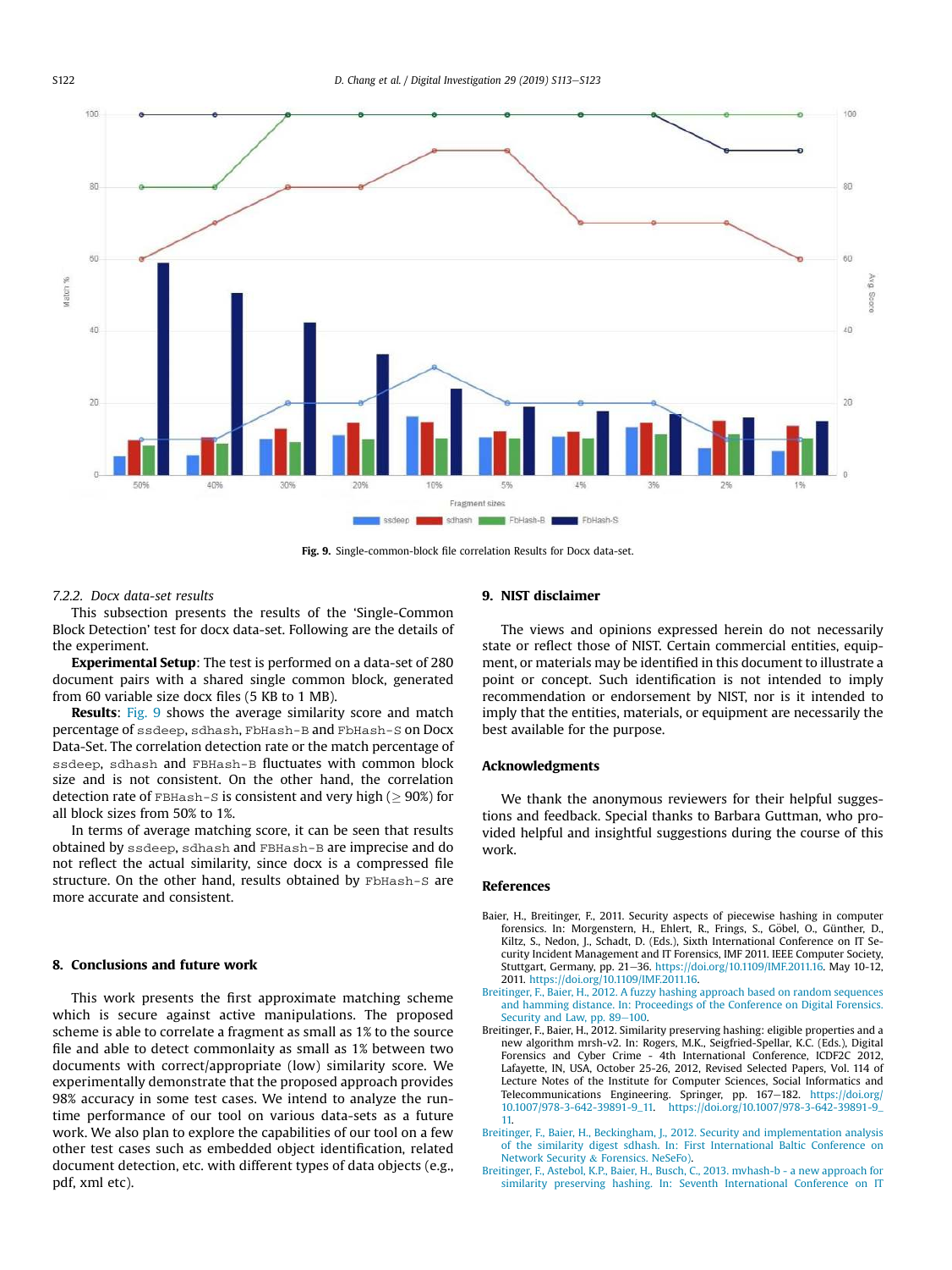Fig. 9. Single-common-block file correlation Results for Docx data-set.

#### 7.2.2. Docx data-set results

This subsection presents the results of the 'Single-Common Block Detection' test for docx data-set. Following are the details of the experiment.

**Experimental Setup**: The test is performed on a data-set of 280 document pairs with a shared single common block, generated from 60 variable size docx files (5 KB to 1 MB).

**Results**: Fig. 9 shows the average similarity score and match percentage of ssdeep, sdhash, FbHash-B and FbHash-S on Docx Data-Set. The correlation detection rate or the match percentage of ssdeep, sdhash and FBHash-B fluctuates with common block size and is not consistent. On the other hand, the correlation detection rate of FBHash-S is consistent and very high ($\geq$ 90%) for all block sizes from 50% to 1%.

In terms of average matching score, it can be seen that results obtained by ssdeep, sdhash and FBHash-B are imprecise and do not reflect the actual similarity, since docx is a compressed file structure. On the other hand, results obtained by FbHash-S are more accurate and consistent.

## 8. Conclusions and future work

This work presents the first approximate matching scheme which is secure against active manipulations. The proposed scheme is able to correlate a fragment as small as 1% to the source file and able to detect commonality as small as 1% between two documents with correct/appropriate (low) similarity score. We experimentally demonstrate that the proposed approach provides 98% accuracy in some test cases. We intend to analyze the run-time performance of our tool on various data-sets as a future work. We also plan to explore the capabilities of our tool on a few other test cases such as embedded object identification, related document detection, etc. with different types of data objects (e.g., pdf, xml etc).

## 9. NIST disclaimer

The views and opinions expressed herein do not necessarily state or reflect those of NIST. Certain commercial entities, equipment, or materials may be identified in this document to illustrate a point or concept. Such identification is not intended to imply recommendation or endorsement by NIST, nor is it intended to imply that the entities, materials, or equipment are necessarily the best available for the purpose.

## Acknowledgments

We thank the anonymous reviewers for their helpful suggestions and feedback. Special thanks to Barbara Guttman, who provided helpful and insightful suggestions during the course of this work.

## References

Baier, H., Breitinger, F., 2011. Security aspects of piecewise hashing in computer forensics. In: Morgenstern, H., Ehlert, R., Frings, S., Göbel, O., Günther, D., Kiltz, S., Nedon, J., Schadt, D. (Eds.), Sixth International Conference on IT Security Incident Management and IT Forensics, IMF 2011. IEEE Computer Society, Stuttgart, Germany, pp. 21–36. https://doi.org/10.1109/IMF.2011.16. May 10-12, 2011. https://doi.org/10.1109/IMF.2011.16.

Breitinger, F., Baier, H., 2012. A fuzzy hashing approach based on random sequences and hamming distance. In: Proceedings of the Conference on Digital Forensics. Security and Law, pp. 89–100.

Breitinger, F., Baier, H., 2012. Similarity preserving hashing: eligible properties and a new algorithm mrsh-v2. In: Rogers, M.K., Seigfried-Spellar, K.C. (Eds.), Digital Forensics and Cyber Crime - 4th International Conference, ICDF2C 2012, Lafayette, IN, USA, October 25-26, 2012, Revised Selected Papers, Vol. 114 of Lecture Notes of the Institute for Computer Sciences, Social Informatics and Telecommunications Engineering. Springer, pp. 167–182. https://doi.org/10.1007/978-3-642-39891-9_11. https://doi.org/10.1007/978-3-642-39891-9_11.

Breitinger, F., Baier, H., Beckingham, J., 2012. Security and implementation analysis of the similarity digest sdhash. In: First International Baltic Conference on Network Security & Forensics. NeSeFo).

Breitinger, F., Astebol, K.P., Baier, H., Busch, C., 2013. mvhash-b - a new approach for similarity preserving hashing. In: Seventh International Conference on IT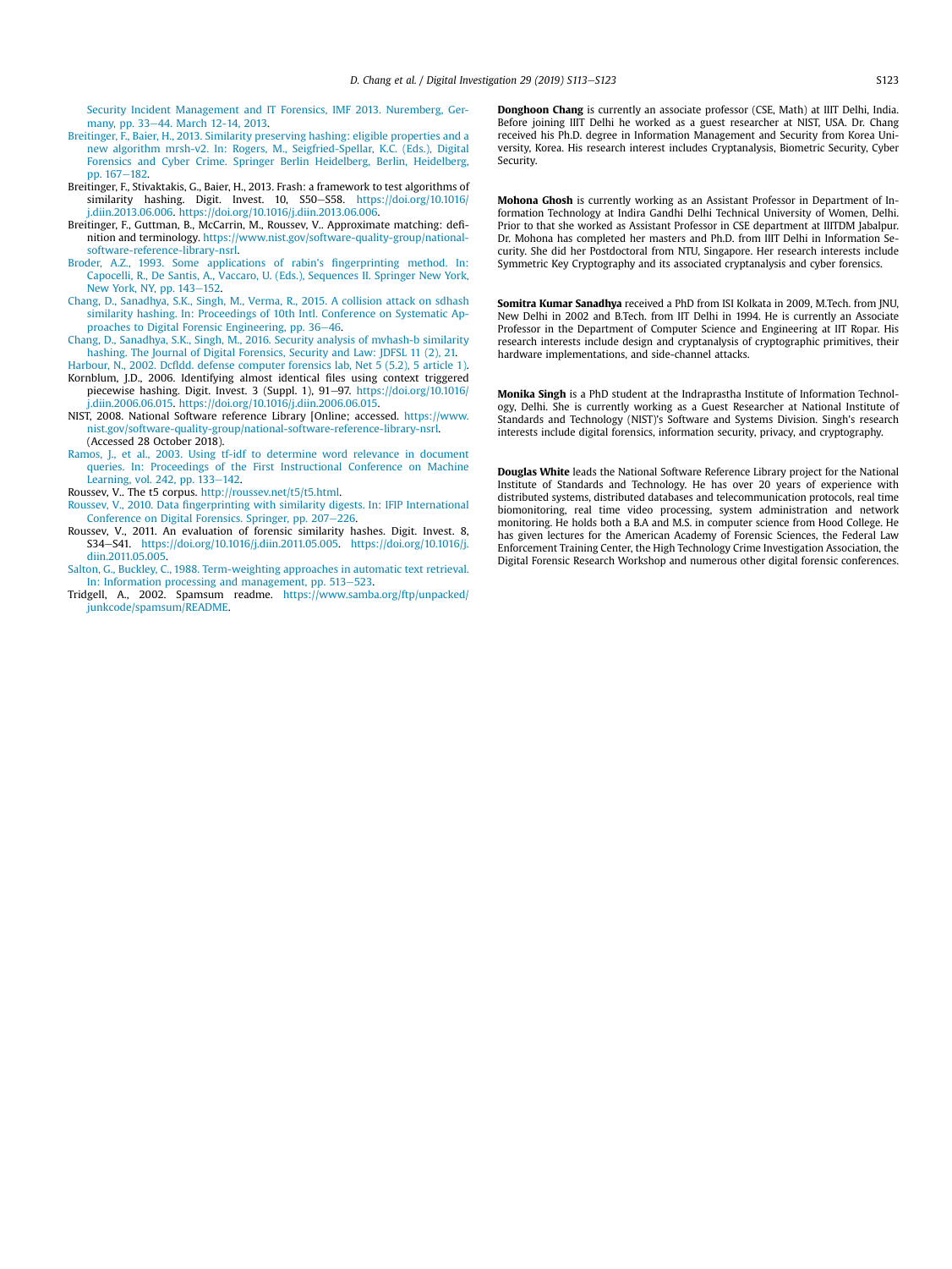Security Incident Management and IT Forensics, IMF 2013. Nuremberg, Germany, pp. 33–44. March 12-14, 2013.

Breitinger, F., Baier, H., 2013. Similarity preserving hashing: eligible properties and a new algorithm mrsh-v2. In: Rogers, M., Seigfried-Spellar, K.C. (Eds.), Digital Forensics and Cyber Crime. Springer Berlin Heidelberg, Berlin, Heidelberg, pp. 167–182.

Breitinger, F., Stivaktakis, G., Baier, H., 2013. Frash: a framework to test algorithms of similarity hashing. Digit. Invest. 10, S50–S58. https://doi.org/10.1016/j.diin.2013.06.006. https://doi.org/10.1016/j.diin.2013.06.006.

Breitinger, F., Guttman, B., McCarrin, M., Roussev, V.. Approximate matching: definition and terminology. https://www.nist.gov/software-quality-group/national-software-reference-library-nsrl.

Broder, A.Z., 1993. Some applications of rabin's fingerprinting method. In: Capocelli, R., De Santis, A., Vaccaro, U. (Eds.), Sequences II. Springer New York, New York, NY, pp. 143–152.

Chang, D., Sanadhya, S.K., Singh, M., Verma, R., 2015. A collision attack on sdhash similarity hashing. In: Proceedings of 10th Intl. Conference on Systematic Approaches to Digital Forensic Engineering, pp. 36–46.

Chang, D., Sanadhya, S.K., Singh, M., 2016. Security analysis of mvhash-b similarity hashing. The Journal of Digital Forensics, Security and Law: JDFSL 11 (2), 21.

Harbour, N., 2002. Dcfldd. defense computer forensics lab, Net 5 (5.2), 5 article 1).

Kornblum, J.D., 2006. Identifying almost identical files using context triggered piecewise hashing. Digit. Invest. 3 (Suppl. 1), 91–97. https://doi.org/10.1016/j.diin.2006.06.015. https://doi.org/10.1016/j.diin.2006.06.015.

NIST, 2008. National Software reference Library [Online; accessed. https://www.nist.gov/software-quality-group/national-software-reference-library-nsrl. (Accessed 28 October 2018).

Ramos, J., et al., 2003. Using tf-idf to determine word relevance in document queries. In: Proceedings of the First Instructional Conference on Machine Learning, vol. 242, pp. 133–142.

Roussev, V.. The t5 corpus. http://roussev.net/t5/t5.html.

Roussev, V., 2010. Data fingerprinting with similarity digests. In: IFIP International Conference on Digital Forensics. Springer, pp. 207–226.

Roussev, V., 2011. An evaluation of forensic similarity hashes. Digit. Invest. 8, S34–S41. https://doi.org/10.1016/j.diin.2011.05.005. https://doi.org/10.1016/j.diin.2011.05.005.

Salton, G., Buckley, C., 1988. Term-weighting approaches in automatic text retrieval. In: Information processing and management, pp. 513–523.

Tridgell, A., 2002. Spamsum readme. https://www.samba.org/ftp/unpacked/junkcode/spamsum/README.

**Donghoon Chang** is currently an associate professor (CSE, Math) at IIIT Delhi, India. Before joining IIIT Delhi he worked as a guest researcher at NIST, USA. Dr. Chang received his Ph.D. degree in Information Management and Security from Korea University, Korea. His research interest includes Cryptanalysis, Biometric Security, Cyber Security.

**Mohona Ghosh** is currently working as an Assistant Professor in Department of Information Technology at Indira Gandhi Delhi Technical University of Women, Delhi. Prior to that she worked as Assistant Professor in CSE department at IIITDM Jabalpur. Dr. Mohona has completed her masters and Ph.D. from IIIT Delhi in Information Security. She did her Postdoctoral from NTU, Singapore. Her research interests include Symmetric Key Cryptography and its associated cryptanalysis and cyber forensics.

**Somitra Kumar Sanadhya** received a PhD from ISI Kolkata in 2009, M.Tech. from JNU, New Delhi in 2002 and B.Tech. from IIT Delhi in 1994. He is currently an Associate Professor in the Department of Computer Science and Engineering at IIT Ropar. His research interests include design and cryptanalysis of cryptographic primitives, their hardware implementations, and side-channel attacks.

**Monika Singh** is a PhD student at the Indraprastha Institute of Information Technology, Delhi. She is currently working as a Guest Researcher at National Institute of Standards and Technology (NIST)'s Software and Systems Division. Singh's research interests include digital forensics, information security, privacy, and cryptography.

**Douglas White** leads the National Software Reference Library project for the National Institute of Standards and Technology. He has over 20 years of experience with distributed systems, distributed databases and telecommunication protocols, real time biomonitoring, real time video processing, system administration and network monitoring. He holds both a B.A and M.S. in computer science from Hood College. He has given lectures for the American Academy of Forensic Sciences, the Federal Law Enforcement Training Center, the High Technology Crime Investigation Association, the Digital Forensic Research Workshop and numerous other digital forensic conferences.